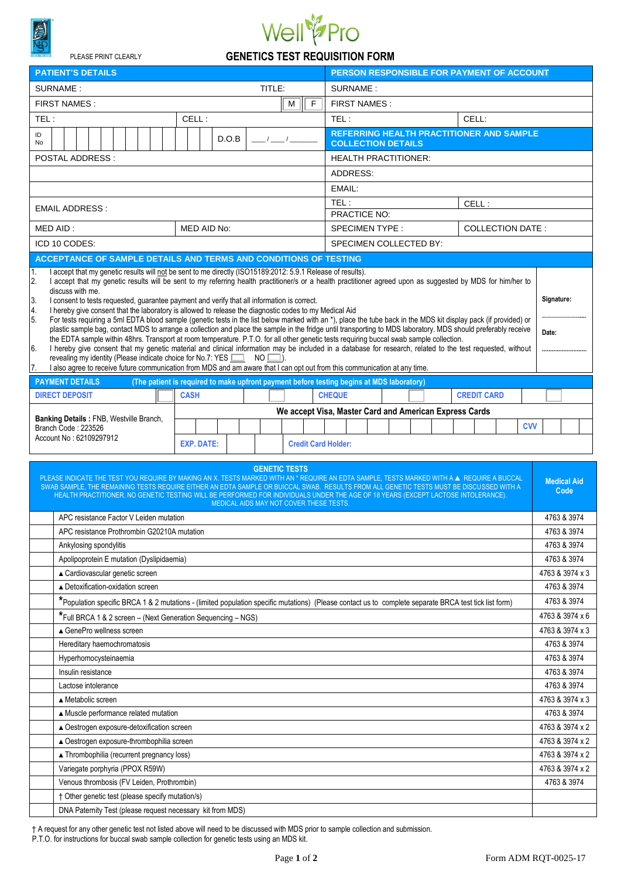Well Pro

PLEASE PRINT CLEARLY

# GENETICS TEST REQUISITION FORM

| PATIENT'S DETAILS | | | PERSON RESPONSIBLE FOR PAYMENT OF ACCOUNT | |
|---|---|---|---|---|
| SURNAME : | | TITLE: | SURNAME : | |
| FIRST NAMES : | | M F | FIRST NAMES : | |
| TEL : | CELL : | | TEL : | CELL: |
| ID No | D.O.B | ___ / ___ / _______ | **REFERRING HEALTH PRACTITIONER AND SAMPLE COLLECTION DETAILS** | |
| POSTAL ADDRESS : | | | HEALTH PRACTITIONER: | |
| | | | ADDRESS: | |
| | | | EMAIL: | |
| EMAIL ADDRESS : | | | TEL : | CELL : |
| | | | PRACTICE NO: | |
| MED AID : | MED AID No: | | SPECIMEN TYPE : | COLLECTION DATE : |
| ICD 10 CODES: | | | SPECIMEN COLLECTED BY: | |

## ACCEPTANCE OF SAMPLE DETAILS AND TERMS AND CONDITIONS OF TESTING

1. I accept that my genetic results will not be sent to me directly (ISO15189:2012: 5.9.1 Release of results).
2. I accept that my genetic results will be sent to my referring health practitioner/s or a health practitioner agreed upon as suggested by MDS for him/her to discuss with me.
3. I consent to tests requested, guarantee payment and verify that all information is correct.
4. I hereby give consent that the laboratory is allowed to release the diagnostic codes to my Medical Aid
5. For tests requiring a 5ml EDTA blood sample (genetic tests in the list below marked with an *), place the tube back in the MDS kit display pack (if provided) or plastic sample bag, contact MDS to arrange a collection and place the sample in the fridge until transporting to MDS laboratory. MDS should preferably receive the EDTA sample within 48hrs. Transport at room temperature. P.T.O. for all other genetic tests requiring buccal swab sample collection.
6. I hereby give consent that my genetic material and clinical information may be included in a database for research, related to the test requested, without revealing my identity (Please indicate choice for No.7: YES ☐ NO ☐).
7. I also agree to receive future communication from MDS and am aware that I can opt out from this communication at any time.

Signature: ......................

Date: ......................

## PAYMENT DETAILS (The patient is required to make upfront payment before testing begins at MDS laboratory)

| DIRECT DEPOSIT ☐ | CASH ☐ | CHEQUE ☐ | CREDIT CARD ☐ |
|---|---|---|---|

**Banking Details :** FNB, Westville Branch,
Branch Code : 223526
Account No : 62109297912

**We accept Visa, Master Card and American Express Cards**

CVV

EXP. DATE: | Credit Card Holder:

## GENETIC TESTS

PLEASE INDICATE THE TEST YOU REQUIRE BY MAKING AN X. TESTS MARKED WITH AN * REQUIRE AN EDTA SAMPLE, TESTS MARKED WITH A ▲ REQUIRE A BUCCAL SWAB SAMPLE, THE REMAINING TESTS REQUIRE EITHER AN EDTA SAMPLE OR BUICCAL SWAB. RESULTS FROM ALL GENETIC TESTS MUST BE DISCUSSED WITH A HEALTH PRACTITIONER. NO GENETIC TESTING WILL BE PERFORMED FOR INDIVIDUALS UNDER THE AGE OF 18 YEARS (EXCEPT LACTOSE INTOLERANCE). MEDICAL AIDS MAY NOT COVER THESE TESTS.

| | Test | Medical Aid Code |
|---|---|---|
| | APC resistance Factor V Leiden mutation | 4763 & 3974 |
| | APC resistance Prothrombin G20210A mutation | 4763 & 3974 |
| | Ankylosing spondylitis | 4763 & 3974 |
| | Apolipoprotein E mutation (Dyslipidaemia) | 4763 & 3974 |
| | ▲ Cardiovascular genetic screen | 4763 & 3974 x 3 |
| | ▲ Detoxification-oxidation screen | 4763 & 3974 |
| | *Population specific BRCA 1 & 2 mutations - (limited population specific mutations) (Please contact us to complete separate BRCA test tick list form) | 4763 & 3974 |
| | *Full BRCA 1 & 2 screen – (Next Generation Sequencing – NGS) | 4763 & 3974 x 6 |
| | ▲ GenePro wellness screen | 4763 & 3974 x 3 |
| | Hereditary haemochromatosis | 4763 & 3974 |
| | Hyperhomocysteinaemia | 4763 & 3974 |
| | Insulin resistance | 4763 & 3974 |
| | Lactose intolerance | 4763 & 3974 |
| | ▲ Metabolic screen | 4763 & 3974 x 3 |
| | ▲ Muscle performance related mutation | 4763 & 3974 |
| | ▲ Oestrogen exposure-detoxification screen | 4763 & 3974 x 2 |
| | ▲ Oestrogen exposure-thrombophilia screen | 4763 & 3974 x 2 |
| | ▲ Thrombophilia (recurrent pregnancy loss) | 4763 & 3974 x 2 |
| | Variegate porphyria (PPOX R59W) | 4763 & 3974 x 2 |
| | Venous thrombosis (FV Leiden, Prothrombin) | 4763 & 3974 |
| | † Other genetic test (please specify mutation/s) | |
| | DNA Paternity Test (please request necessary kit from MDS) | |

† A request for any other genetic test not listed above will need to be discussed with MDS prior to sample collection and submission.
P.T.O. for instructions for buccal swab sample collection for genetic tests using an MDS kit.

Form ADM RQT-0025-17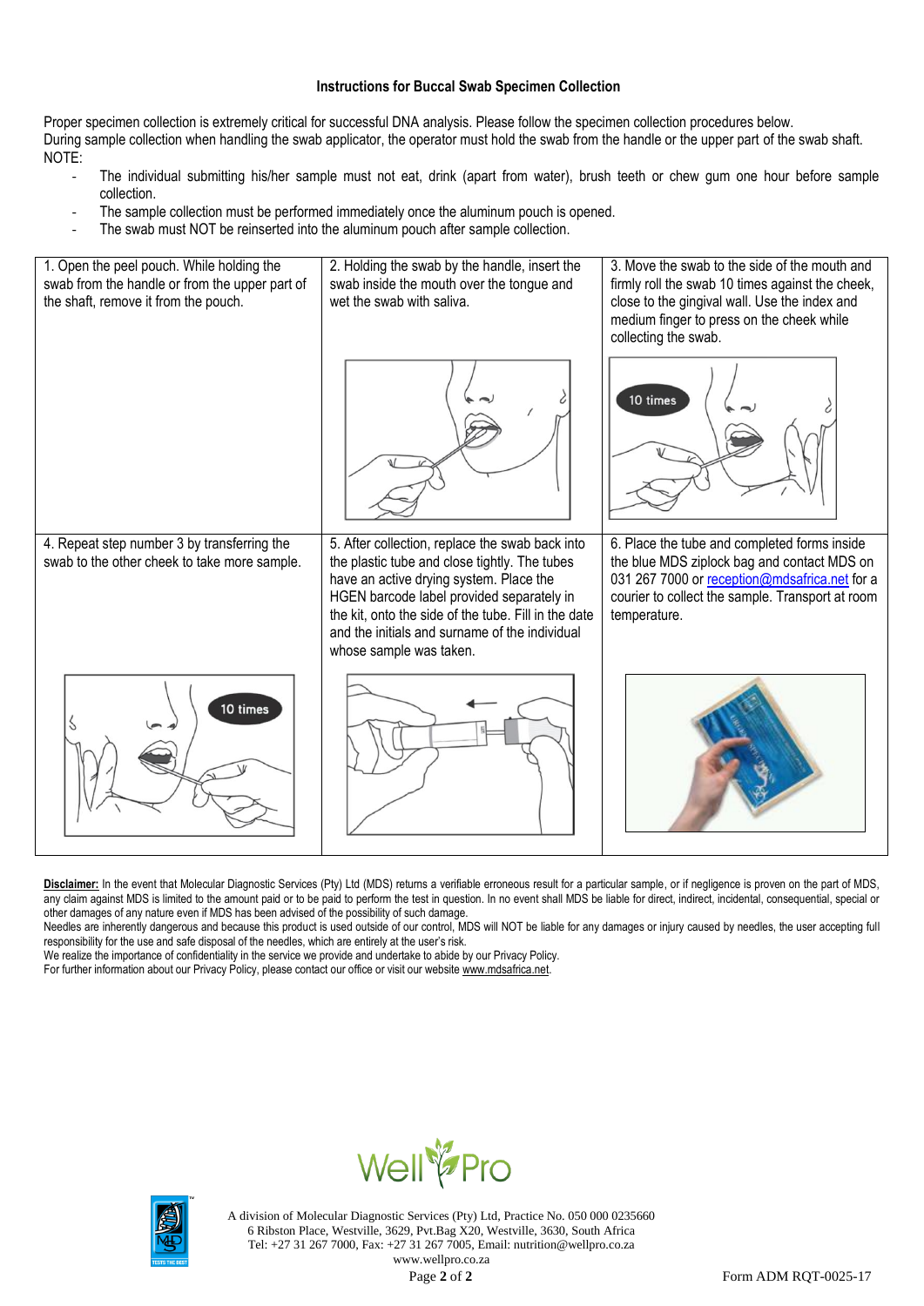### Instructions for Buccal Swab Specimen Collection

Proper specimen collection is extremely critical for successful DNA analysis. Please follow the specimen collection procedures below.
During sample collection when handling the swab applicator, the operator must hold the swab from the handle or the upper part of the swab shaft.
NOTE:

- The individual submitting his/her sample must not eat, drink (apart from water), brush teeth or chew gum one hour before sample collection.
- The sample collection must be performed immediately once the aluminum pouch is opened.
- The swab must NOT be reinserted into the aluminum pouch after sample collection.

| | | |
|---|---|---|
| 1. Open the peel pouch. While holding the swab from the handle or from the upper part of the shaft, remove it from the pouch. | 2. Holding the swab by the handle, insert the swab inside the mouth over the tongue and wet the swab with saliva. | 3. Move the swab to the side of the mouth and firmly roll the swab 10 times against the cheek, close to the gingival wall. Use the index and medium finger to press on the cheek while collecting the swab. 10 times |
| 4. Repeat step number 3 by transferring the swab to the other cheek to take more sample. 10 times | 5. After collection, replace the swab back into the plastic tube and close tightly. The tubes have an active drying system. Place the HGEN barcode label provided separately in the kit, onto the side of the tube. Fill in the date and the initials and surname of the individual whose sample was taken. | 6. Place the tube and completed forms inside the blue MDS ziplock bag and contact MDS on 031 267 7000 or reception@mdsafrica.net for a courier to collect the sample. Transport at room temperature. |

**Disclaimer:** In the event that Molecular Diagnostic Services (Pty) Ltd (MDS) returns a verifiable erroneous result for a particular sample, or if negligence is proven on the part of MDS, any claim against MDS is limited to the amount paid or to be paid to perform the test in question. In no event shall MDS be liable for direct, indirect, incidental, consequential, special or other damages of any nature even if MDS has been advised of the possibility of such damage.
Needles are inherently dangerous and because this product is used outside of our control, MDS will NOT be liable for any damages or injury caused by needles, the user accepting full responsibility for the use and safe disposal of the needles, which are entirely at the user's risk.
We realize the importance of confidentiality in the service we provide and undertake to abide by our Privacy Policy.
For further information about our Privacy Policy, please contact our office or visit our website www.mdsafrica.net.

WellPro

A division of Molecular Diagnostic Services (Pty) Ltd, Practice No. 050 000 0235660
6 Ribston Place, Westville, 3629, Pvt.Bag X20, Westville, 3630, South Africa
Tel: +27 31 267 7000, Fax: +27 31 267 7005, Email: nutrition@wellpro.co.za
www.wellpro.co.za

Form ADM RQT-0025-17